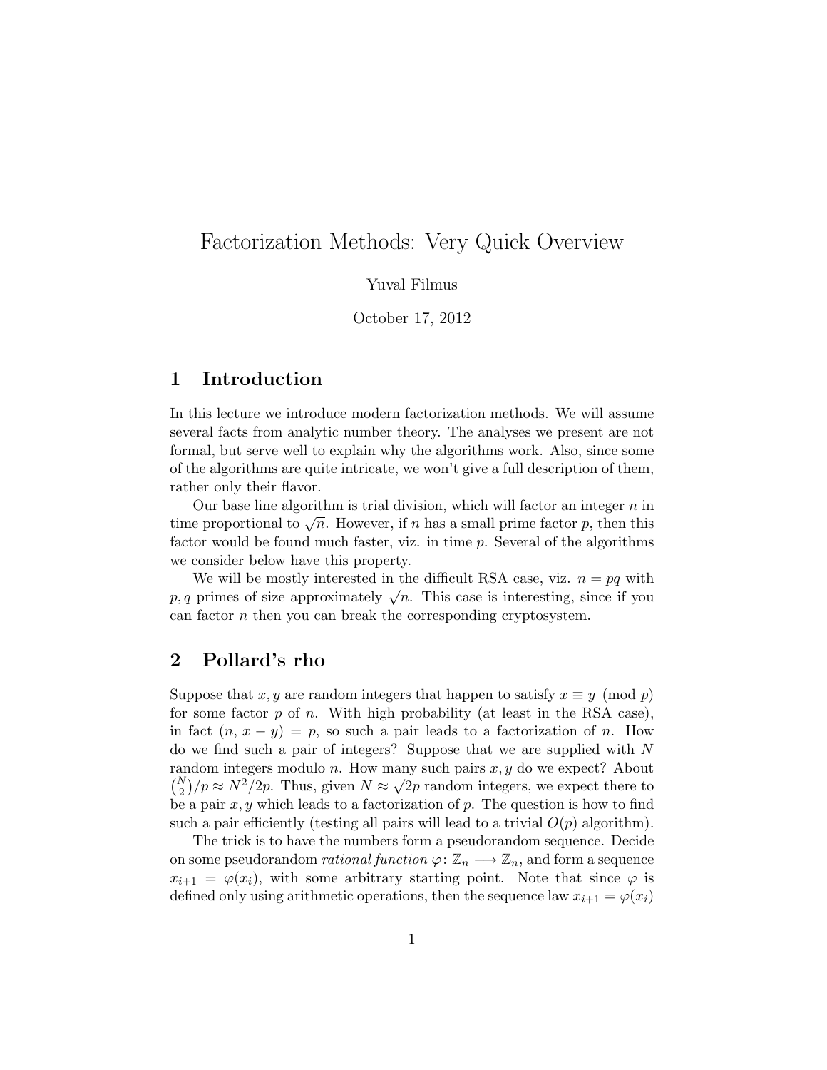# Factorization Methods: Very Quick Overview

Yuval Filmus

October 17, 2012

## 1 Introduction

In this lecture we introduce modern factorization methods. We will assume several facts from analytic number theory. The analyses we present are not formal, but serve well to explain why the algorithms work. Also, since some of the algorithms are quite intricate, we won't give a full description of them, rather only their flavor.

Our base line algorithm is trial division, which will factor an integer $n$ in time proportional to $\sqrt{n}$. However, if $n$ has a small prime factor $p$, then this factor would be found much faster, viz. in time $p$. Several of the algorithms we consider below have this property.

We will be mostly interested in the difficult RSA case, viz. $n = pq$ with $p, q$ primes of size approximately $\sqrt{n}$. This case is interesting, since if you can factor $n$ then you can break the corresponding cryptosystem.

## 2 Pollard's rho

Suppose that $x, y$ are random integers that happen to satisfy $x \equiv y \pmod{p}$ for some factor $p$ of $n$. With high probability (at least in the RSA case), in fact $(n, x - y) = p$, so such a pair leads to a factorization of $n$. How do we find such a pair of integers? Suppose that we are supplied with $N$ random integers modulo $n$. How many such pairs $x, y$ do we expect? About $\binom{N}{2}/p \approx N^2/2p$. Thus, given $N \approx \sqrt{2p}$ random integers, we expect there to be a pair $x, y$ which leads to a factorization of $p$. The question is how to find such a pair efficiently (testing all pairs will lead to a trivial $O(p)$ algorithm).

The trick is to have the numbers form a pseudorandom sequence. Decide on some pseudorandom *rational function* $\varphi \colon \mathbb{Z}_n \longrightarrow \mathbb{Z}_n$, and form a sequence $x_{i+1} = \varphi(x_i)$, with some arbitrary starting point. Note that since $\varphi$ is defined only using arithmetic operations, then the sequence law $x_{i+1} = \varphi(x_i)$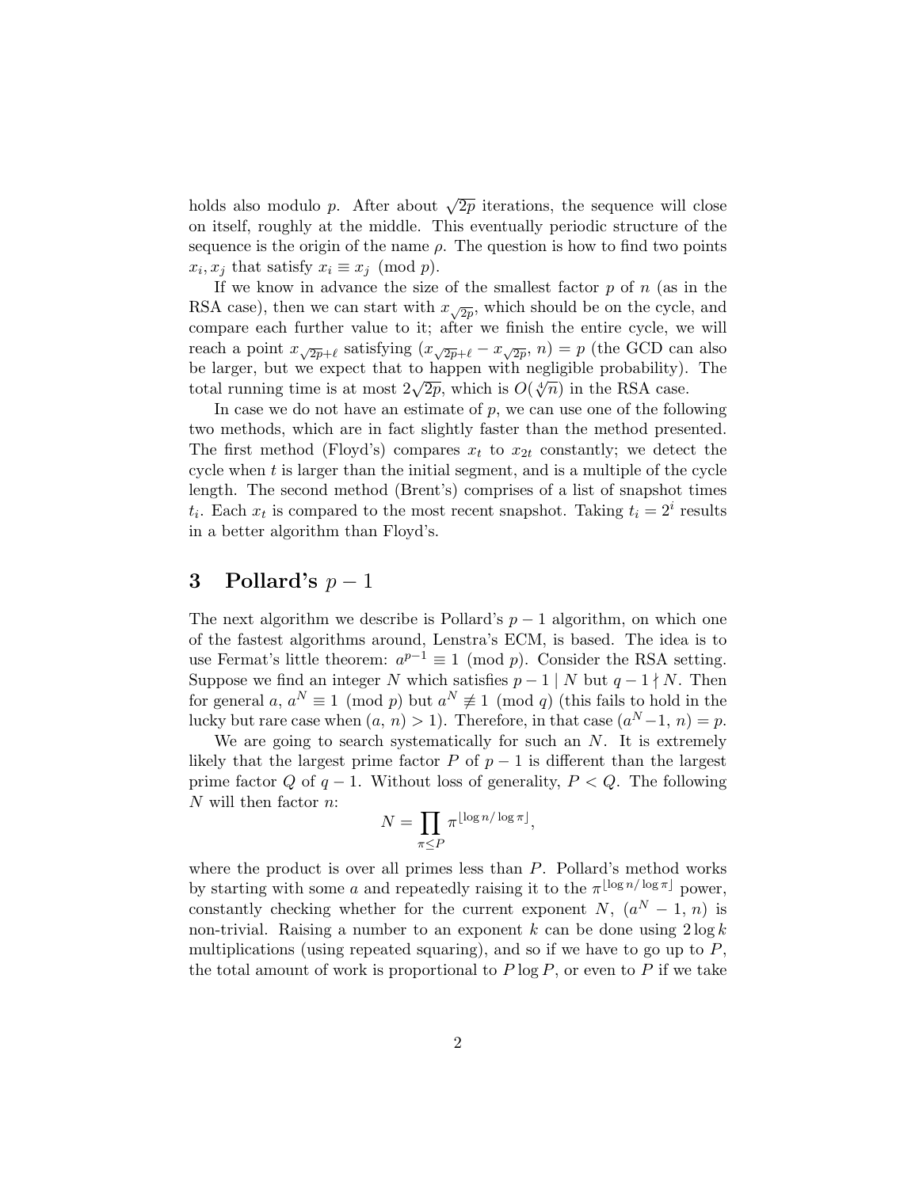holds also modulo $p$. After about $\sqrt{2p}$ iterations, the sequence will close on itself, roughly at the middle. This eventually periodic structure of the sequence is the origin of the name $\rho$. The question is how to find two points $x_i, x_j$ that satisfy $x_i \equiv x_j \pmod{p}$.

If we know in advance the size of the smallest factor $p$ of $n$ (as in the RSA case), then we can start with $x_{\sqrt{2p}}$, which should be on the cycle, and compare each further value to it; after we finish the entire cycle, we will reach a point $x_{\sqrt{2p}+\ell}$ satisfying $(x_{\sqrt{2p}+\ell} - x_{\sqrt{2p}}, n) = p$ (the GCD can also be larger, but we expect that to happen with negligible probability). The total running time is at most $2\sqrt{2p}$, which is $O(\sqrt[4]{n})$ in the RSA case.

In case we do not have an estimate of $p$, we can use one of the following two methods, which are in fact slightly faster than the method presented. The first method (Floyd's) compares $x_t$ to $x_{2t}$ constantly; we detect the cycle when $t$ is larger than the initial segment, and is a multiple of the cycle length. The second method (Brent's) comprises of a list of snapshot times $t_i$. Each $x_t$ is compared to the most recent snapshot. Taking $t_i = 2^i$ results in a better algorithm than Floyd's.

## 3 Pollard's $p - 1$

The next algorithm we describe is Pollard's $p - 1$ algorithm, on which one of the fastest algorithms around, Lenstra's ECM, is based. The idea is to use Fermat's little theorem: $a^{p-1} \equiv 1 \pmod{p}$. Consider the RSA setting. Suppose we find an integer $N$ which satisfies $p - 1 \mid N$ but $q - 1 \nmid N$. Then for general $a$, $a^N \equiv 1 \pmod{p}$ but $a^N \not\equiv 1 \pmod{q}$ (this fails to hold in the lucky but rare case when $(a, n) > 1$). Therefore, in that case $(a^N - 1, n) = p$.

We are going to search systematically for such an $N$. It is extremely likely that the largest prime factor $P$ of $p - 1$ is different than the largest prime factor $Q$ of $q - 1$. Without loss of generality, $P < Q$. The following $N$ will then factor $n$:

$$N = \prod_{\pi \leq P} \pi^{\lfloor \log n / \log \pi \rfloor},$$

where the product is over all primes less than $P$. Pollard's method works by starting with some $a$ and repeatedly raising it to the $\pi^{\lfloor \log n / \log \pi \rfloor}$ power, constantly checking whether for the current exponent $N$, $(a^N - 1, n)$ is non-trivial. Raising a number to an exponent $k$ can be done using $2 \log k$ multiplications (using repeated squaring), and so if we have to go up to $P$, the total amount of work is proportional to $P \log P$, or even to $P$ if we take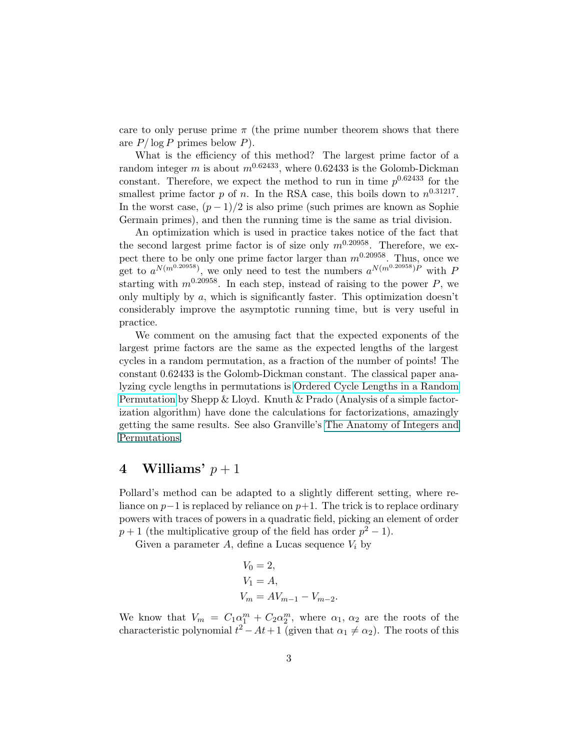care to only peruse prime $\pi$ (the prime number theorem shows that there are $P/\log P$ primes below $P$).

What is the efficiency of this method? The largest prime factor of a random integer $m$ is about $m^{0.62433}$, where 0.62433 is the Golomb-Dickman constant. Therefore, we expect the method to run in time $p^{0.62433}$ for the smallest prime factor $p$ of $n$. In the RSA case, this boils down to $n^{0.31217}$. In the worst case, $(p-1)/2$ is also prime (such primes are known as Sophie Germain primes), and then the running time is the same as trial division.

An optimization which is used in practice takes notice of the fact that the second largest prime factor is of size only $m^{0.20958}$. Therefore, we expect there to be only one prime factor larger than $m^{0.20958}$. Thus, once we get to $a^{N(m^{0.20958})}$, we only need to test the numbers $a^{N(m^{0.20958})P}$ with $P$ starting with $m^{0.20958}$. In each step, instead of raising to the power $P$, we only multiply by $a$, which is significantly faster. This optimization doesn't considerably improve the asymptotic running time, but is very useful in practice.

We comment on the amusing fact that the expected exponents of the largest prime factors are the same as the expected lengths of the largest cycles in a random permutation, as a fraction of the number of points! The constant 0.62433 is the Golomb-Dickman constant. The classical paper analyzing cycle lengths in permutations is Ordered Cycle Lengths in a Random Permutation by Shepp & Lloyd. Knuth & Prado (Analysis of a simple factorization algorithm) have done the calculations for factorizations, amazingly getting the same results. See also Granville's The Anatomy of Integers and Permutations.

## 4 Williams' $p+1$

Pollard's method can be adapted to a slightly different setting, where reliance on $p-1$ is replaced by reliance on $p+1$. The trick is to replace ordinary powers with traces of powers in a quadratic field, picking an element of order $p+1$ (the multiplicative group of the field has order $p^2-1$).

Given a parameter $A$, define a Lucas sequence $V_i$ by

$$
\begin{aligned}
V_0 &= 2, \\
V_1 &= A, \\
V_m &= AV_{m-1} - V_{m-2}.
\end{aligned}
$$

We know that $V_m = C_1\alpha_1^m + C_2\alpha_2^m$, where $\alpha_1$, $\alpha_2$ are the roots of the characteristic polynomial $t^2 - At + 1$ (given that $\alpha_1 \neq \alpha_2$). The roots of this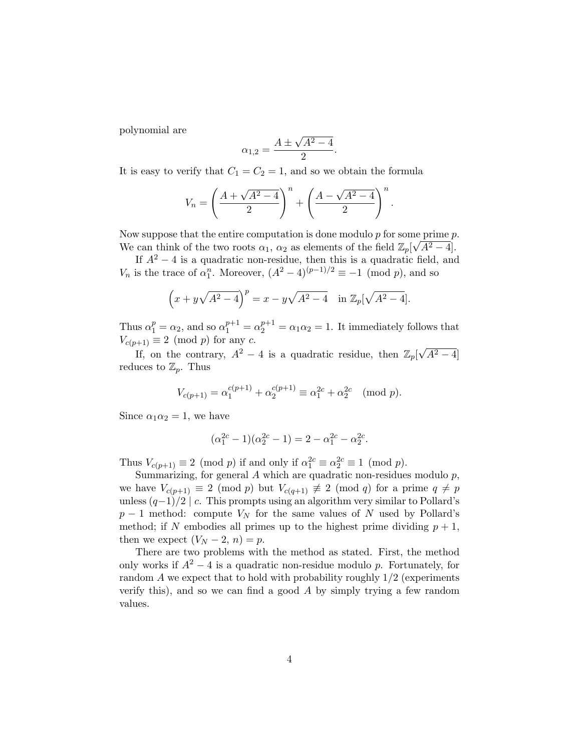polynomial are

$$\alpha_{1,2} = \frac{A \pm \sqrt{A^2 - 4}}{2}.$$

It is easy to verify that $C_1 = C_2 = 1$, and so we obtain the formula

$$V_n = \left( \frac{A + \sqrt{A^2 - 4}}{2} \right)^n + \left( \frac{A - \sqrt{A^2 - 4}}{2} \right)^n.$$

Now suppose that the entire computation is done modulo $p$ for some prime $p$. We can think of the two roots $\alpha_1$, $\alpha_2$ as elements of the field $\mathbb{Z}_p[\sqrt{A^2 - 4}]$.

If $A^2 - 4$ is a quadratic non-residue, then this is a quadratic field, and $V_n$ is the trace of $\alpha_1^n$. Moreover, $(A^2 - 4)^{(p-1)/2} \equiv -1 \pmod{p}$, and so

$$\left(x + y\sqrt{A^2 - 4}\right)^p = x - y\sqrt{A^2 - 4} \quad \text{in } \mathbb{Z}_p[\sqrt{A^2 - 4}].$$

Thus $\alpha_1^p = \alpha_2$, and so $\alpha_1^{p+1} = \alpha_2^{p+1} = \alpha_1 \alpha_2 = 1$. It immediately follows that $V_{c(p+1)} \equiv 2 \pmod{p}$ for any $c$.

If, on the contrary, $A^2 - 4$ is a quadratic residue, then $\mathbb{Z}_p[\sqrt{A^2 - 4}]$ reduces to $\mathbb{Z}_p$. Thus

$$V_{c(p+1)} = \alpha_1^{c(p+1)} + \alpha_2^{c(p+1)} \equiv \alpha_1^{2c} + \alpha_2^{2c} \pmod{p}.$$

Since $\alpha_1 \alpha_2 = 1$, we have

$$(\alpha_1^{2c} - 1)(\alpha_2^{2c} - 1) = 2 - \alpha_1^{2c} - \alpha_2^{2c}.$$

Thus $V_{c(p+1)} \equiv 2 \pmod{p}$ if and only if $\alpha_1^{2c} \equiv \alpha_2^{2c} \equiv 1 \pmod{p}$.

Summarizing, for general $A$ which are quadratic non-residues modulo $p$, we have $V_{c(p+1)} \equiv 2 \pmod{p}$ but $V_{c(q+1)} \not\equiv 2 \pmod{q}$ for a prime $q \neq p$ unless $(q-1)/2 \mid c$. This prompts using an algorithm very similar to Pollard's $p-1$ method: compute $V_N$ for the same values of $N$ used by Pollard's method; if $N$ embodies all primes up to the highest prime dividing $p+1$, then we expect $(V_N - 2, n) = p$.

There are two problems with the method as stated. First, the method only works if $A^2 - 4$ is a quadratic non-residue modulo $p$. Fortunately, for random $A$ we expect that to hold with probability roughly 1/2 (experiments verify this), and so we can find a good $A$ by simply trying a few random values.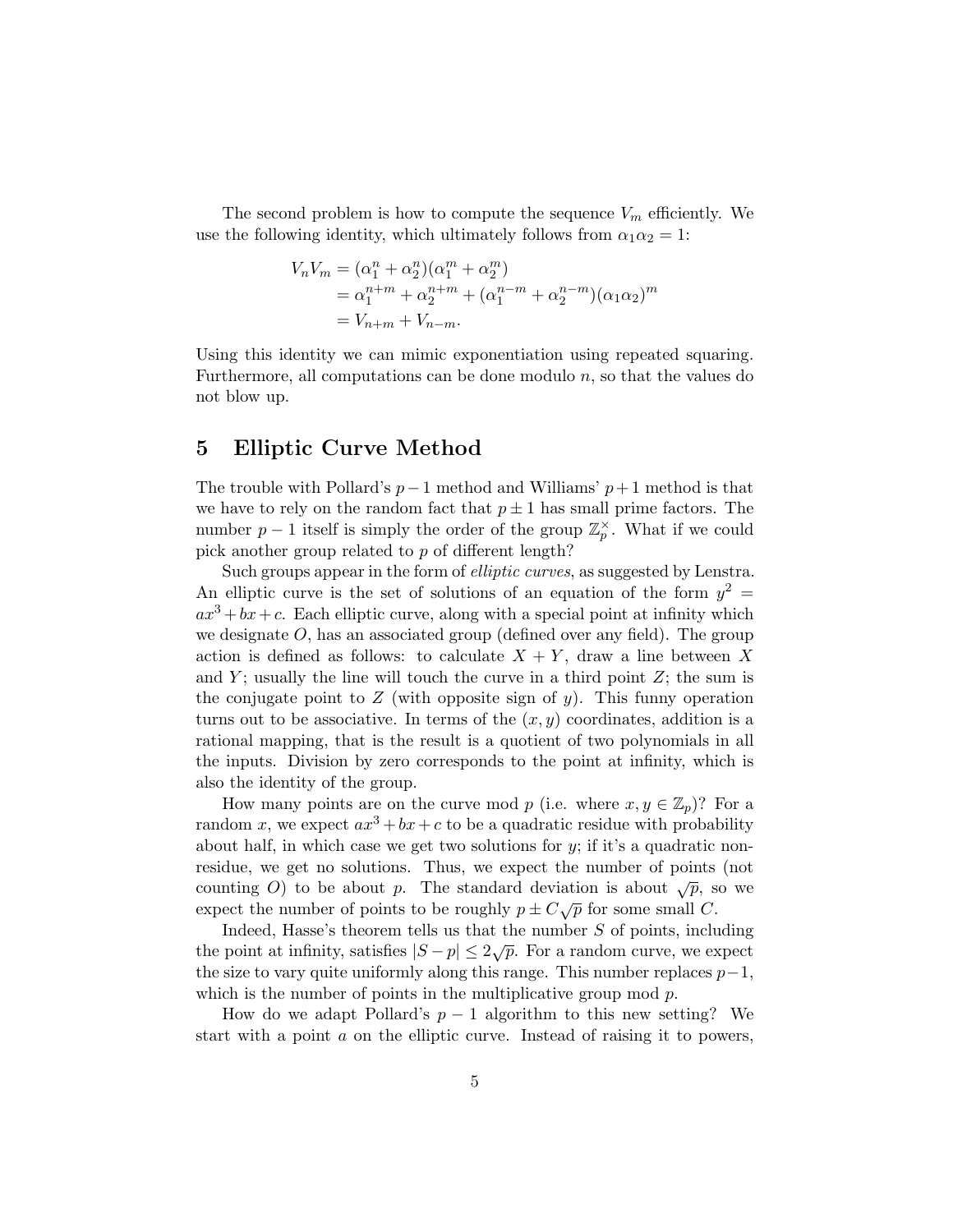The second problem is how to compute the sequence $V_m$ efficiently. We use the following identity, which ultimately follows from $\alpha_1\alpha_2 = 1$:

$$
\begin{aligned}
V_n V_m &= (\alpha_1^n + \alpha_2^n)(\alpha_1^m + \alpha_2^m) \\
&= \alpha_1^{n+m} + \alpha_2^{n+m} + (\alpha_1^{n-m} + \alpha_2^{n-m})(\alpha_1\alpha_2)^m \\
&= V_{n+m} + V_{n-m}.
\end{aligned}
$$

Using this identity we can mimic exponentiation using repeated squaring. Furthermore, all computations can be done modulo $n$, so that the values do not blow up.

## 5 Elliptic Curve Method

The trouble with Pollard's $p-1$ method and Williams' $p+1$ method is that we have to rely on the random fact that $p \pm 1$ has small prime factors. The number $p-1$ itself is simply the order of the group $\mathbb{Z}_p^\times$. What if we could pick another group related to $p$ of different length?

Such groups appear in the form of *elliptic curves*, as suggested by Lenstra. An elliptic curve is the set of solutions of an equation of the form $y^2 = ax^3 + bx + c$. Each elliptic curve, along with a special point at infinity which we designate $O$, has an associated group (defined over any field). The group action is defined as follows: to calculate $X + Y$, draw a line between $X$ and $Y$; usually the line will touch the curve in a third point $Z$; the sum is the conjugate point to $Z$ (with opposite sign of $y$). This funny operation turns out to be associative. In terms of the $(x, y)$ coordinates, addition is a rational mapping, that is the result is a quotient of two polynomials in all the inputs. Division by zero corresponds to the point at infinity, which is also the identity of the group.

How many points are on the curve mod $p$ (i.e. where $x, y \in \mathbb{Z}_p$)? For a random $x$, we expect $ax^3 + bx + c$ to be a quadratic residue with probability about half, in which case we get two solutions for $y$; if it's a quadratic non-residue, we get no solutions. Thus, we expect the number of points (not counting $O$) to be about $p$. The standard deviation is about $\sqrt{p}$, so we expect the number of points to be roughly $p \pm C\sqrt{p}$ for some small $C$.

Indeed, Hasse's theorem tells us that the number $S$ of points, including the point at infinity, satisfies $|S - p| \leq 2\sqrt{p}$. For a random curve, we expect the size to vary quite uniformly along this range. This number replaces $p-1$, which is the number of points in the multiplicative group mod $p$.

How do we adapt Pollard's $p-1$ algorithm to this new setting? We start with a point $a$ on the elliptic curve. Instead of raising it to powers,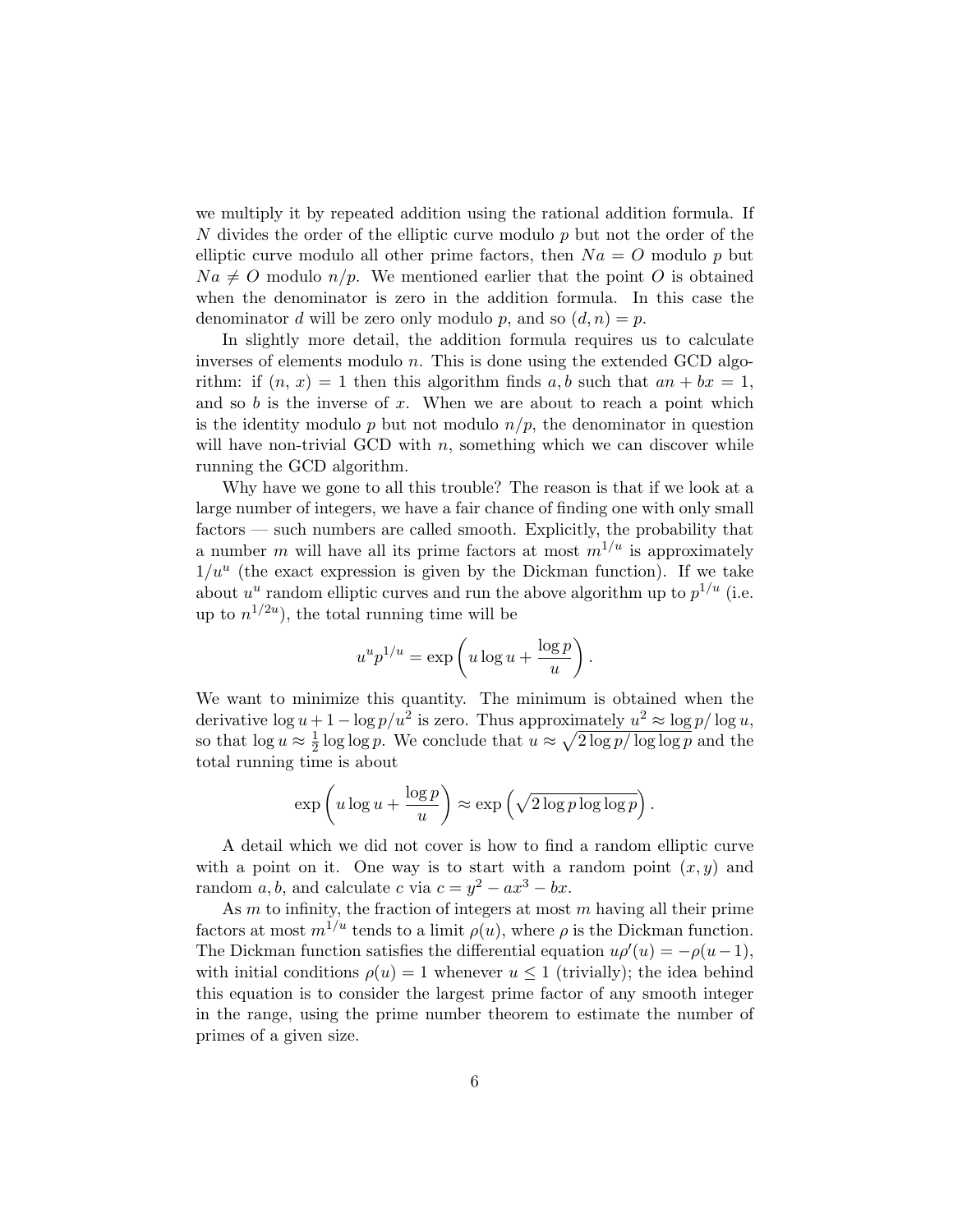we multiply it by repeated addition using the rational addition formula. If $N$ divides the order of the elliptic curve modulo $p$ but not the order of the elliptic curve modulo all other prime factors, then $Na = O$ modulo $p$ but $Na \neq O$ modulo $n/p$. We mentioned earlier that the point $O$ is obtained when the denominator is zero in the addition formula. In this case the denominator $d$ will be zero only modulo $p$, and so $(d, n) = p$.

In slightly more detail, the addition formula requires us to calculate inverses of elements modulo $n$. This is done using the extended GCD algorithm: if $(n, x) = 1$ then this algorithm finds $a, b$ such that $an + bx = 1$, and so $b$ is the inverse of $x$. When we are about to reach a point which is the identity modulo $p$ but not modulo $n/p$, the denominator in question will have non-trivial GCD with $n$, something which we can discover while running the GCD algorithm.

Why have we gone to all this trouble? The reason is that if we look at a large number of integers, we have a fair chance of finding one with only small factors — such numbers are called smooth. Explicitly, the probability that a number $m$ will have all its prime factors at most $m^{1/u}$ is approximately $1/u^u$ (the exact expression is given by the Dickman function). If we take about $u^u$ random elliptic curves and run the above algorithm up to $p^{1/u}$ (i.e. up to $n^{1/2u}$), the total running time will be

$$u^u p^{1/u} = \exp\left(u \log u + \frac{\log p}{u}\right).$$

We want to minimize this quantity. The minimum is obtained when the derivative $\log u + 1 - \log p/u^2$ is zero. Thus approximately $u^2 \approx \log p / \log u$, so that $\log u \approx \frac{1}{2} \log\log p$. We conclude that $u \approx \sqrt{2 \log p / \log\log p}$ and the total running time is about

$$\exp\left(u \log u + \frac{\log p}{u}\right) \approx \exp\left(\sqrt{2 \log p \log\log p}\right).$$

A detail which we did not cover is how to find a random elliptic curve with a point on it. One way is to start with a random point $(x, y)$ and random $a, b$, and calculate $c$ via $c = y^2 - ax^3 - bx$.

As $m$ to infinity, the fraction of integers at most $m$ having all their prime factors at most $m^{1/u}$ tends to a limit $\rho(u)$, where $\rho$ is the Dickman function. The Dickman function satisfies the differential equation $u\rho'(u) = -\rho(u-1)$, with initial conditions $\rho(u) = 1$ whenever $u \leq 1$ (trivially); the idea behind this equation is to consider the largest prime factor of any smooth integer in the range, using the prime number theorem to estimate the number of primes of a given size.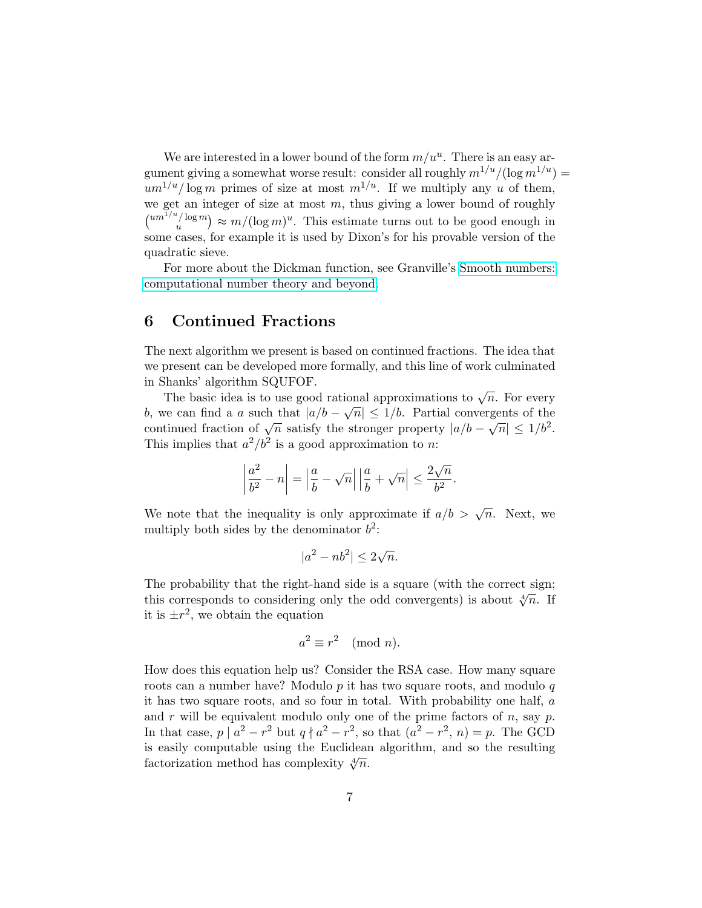We are interested in a lower bound of the form $m/u^u$. There is an easy argument giving a somewhat worse result: consider all roughly $m^{1/u}/(\log m^{1/u}) = um^{1/u}/\log m$ primes of size at most $m^{1/u}$. If we multiply any $u$ of them, we get an integer of size at most $m$, thus giving a lower bound of roughly $\binom{um^{1/u}/\log m}{u} \approx m/(\log m)^u$. This estimate turns out to be good enough in some cases, for example it is used by Dixon's for his provable version of the quadratic sieve.

For more about the Dickman function, see Granville's Smooth numbers: computational number theory and beyond.

## 6 Continued Fractions

The next algorithm we present is based on continued fractions. The idea that we present can be developed more formally, and this line of work culminated in Shanks' algorithm SQUFOF.

The basic idea is to use good rational approximations to $\sqrt{n}$. For every $b$, we can find a $a$ such that $|a/b - \sqrt{n}| \leq 1/b$. Partial convergents of the continued fraction of $\sqrt{n}$ satisfy the stronger property $|a/b - \sqrt{n}| \leq 1/b^2$. This implies that $a^2/b^2$ is a good approximation to $n$:

$$\left|\frac{a^2}{b^2} - n\right| = \left|\frac{a}{b} - \sqrt{n}\right|\left|\frac{a}{b} + \sqrt{n}\right| \leq \frac{2\sqrt{n}}{b^2}.$$

We note that the inequality is only approximate if $a/b > \sqrt{n}$. Next, we multiply both sides by the denominator $b^2$:

$$|a^2 - nb^2| \leq 2\sqrt{n}.$$

The probability that the right-hand side is a square (with the correct sign; this corresponds to considering only the odd convergents) is about $\sqrt[4]{n}$. If it is $\pm r^2$, we obtain the equation

$$a^2 \equiv r^2 \pmod{n}.$$

How does this equation help us? Consider the RSA case. How many square roots can a number have? Modulo $p$ it has two square roots, and modulo $q$ it has two square roots, and so four in total. With probability one half, $a$ and $r$ will be equivalent modulo only one of the prime factors of $n$, say $p$. In that case, $p \mid a^2 - r^2$ but $q \nmid a^2 - r^2$, so that $(a^2 - r^2, n) = p$. The GCD is easily computable using the Euclidean algorithm, and so the resulting factorization method has complexity $\sqrt[4]{n}$.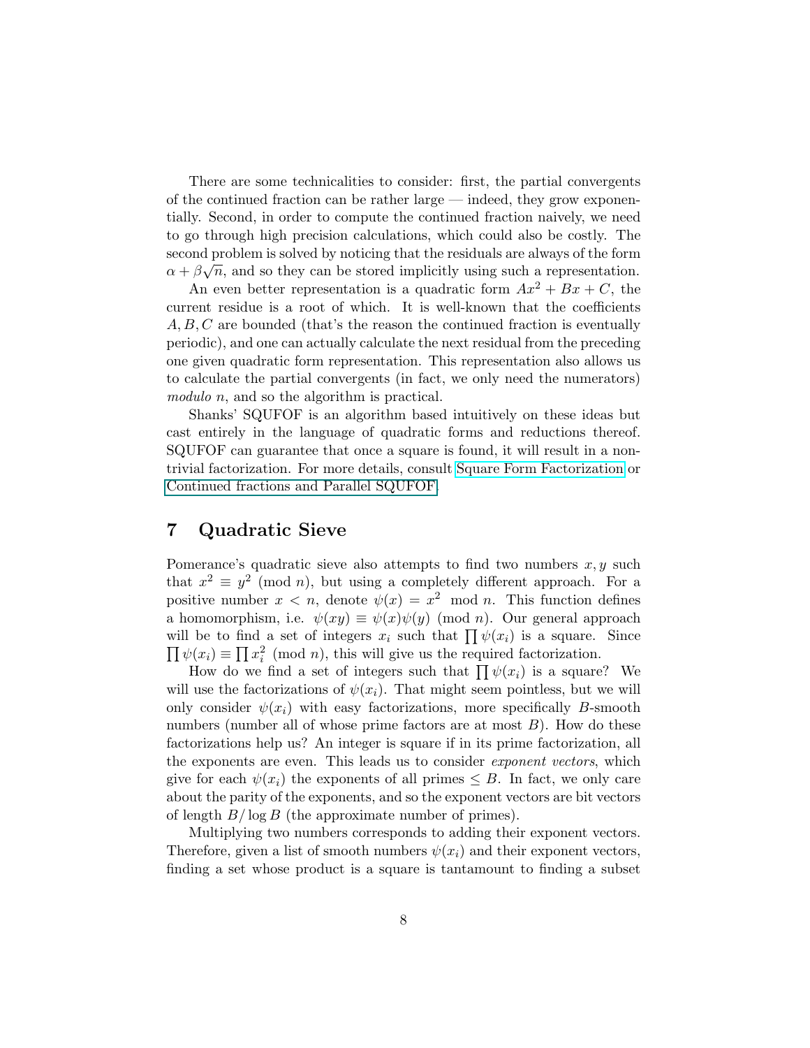There are some technicalities to consider: first, the partial convergents of the continued fraction can be rather large — indeed, they grow exponentially. Second, in order to compute the continued fraction naively, we need to go through high precision calculations, which could also be costly. The second problem is solved by noticing that the residuals are always of the form $\alpha + \beta\sqrt{n}$, and so they can be stored implicitly using such a representation.

An even better representation is a quadratic form $Ax^2 + Bx + C$, the current residue is a root of which. It is well-known that the coefficients $A, B, C$ are bounded (that's the reason the continued fraction is eventually periodic), and one can actually calculate the next residual from the preceding one given quadratic form representation. This representation also allows us to calculate the partial convergents (in fact, we only need the numerators) *modulo* $n$, and so the algorithm is practical.

Shanks' SQUFOF is an algorithm based intuitively on these ideas but cast entirely in the language of quadratic forms and reductions thereof. SQUFOF can guarantee that once a square is found, it will result in a non-trivial factorization. For more details, consult Square Form Factorization or Continued fractions and Parallel SQUFOF.

## 7 Quadratic Sieve

Pomerance's quadratic sieve also attempts to find two numbers $x, y$ such that $x^2 \equiv y^2 \pmod{n}$, but using a completely different approach. For a positive number $x < n$, denote $\psi(x) = x^2 \mod n$. This function defines a homomorphism, i.e. $\psi(xy) \equiv \psi(x)\psi(y) \pmod{n}$. Our general approach will be to find a set of integers $x_i$ such that $\prod \psi(x_i)$ is a square. Since $\prod \psi(x_i) \equiv \prod x_i^2 \pmod{n}$, this will give us the required factorization.

How do we find a set of integers such that $\prod \psi(x_i)$ is a square? We will use the factorizations of $\psi(x_i)$. That might seem pointless, but we will only consider $\psi(x_i)$ with easy factorizations, more specifically $B$-smooth numbers (number all of whose prime factors are at most $B$). How do these factorizations help us? An integer is square if in its prime factorization, all the exponents are even. This leads us to consider *exponent vectors*, which give for each $\psi(x_i)$ the exponents of all primes $\leq B$. In fact, we only care about the parity of the exponents, and so the exponent vectors are bit vectors of length $B/\log B$ (the approximate number of primes).

Multiplying two numbers corresponds to adding their exponent vectors. Therefore, given a list of smooth numbers $\psi(x_i)$ and their exponent vectors, finding a set whose product is a square is tantamount to finding a subset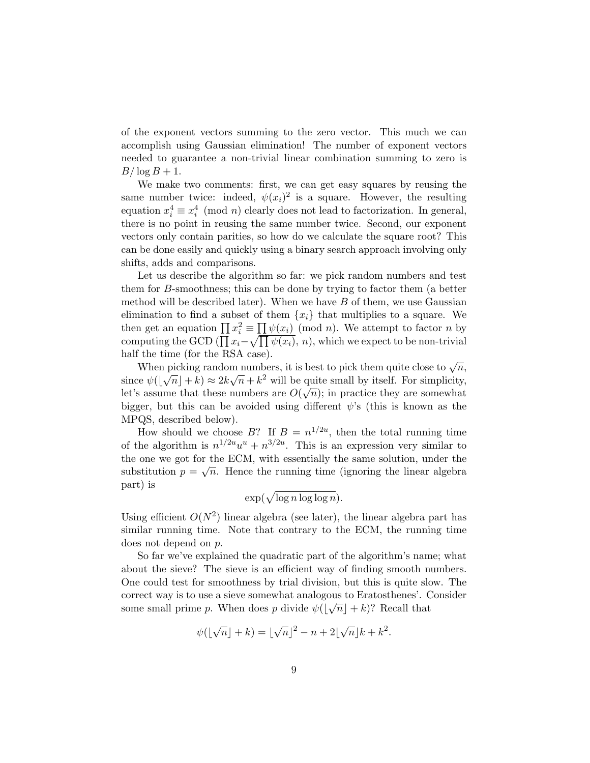of the exponent vectors summing to the zero vector. This much we can accomplish using Gaussian elimination! The number of exponent vectors needed to guarantee a non-trivial linear combination summing to zero is $B/\log B + 1$.

We make two comments: first, we can get easy squares by reusing the same number twice: indeed, $\psi(x_i)^2$ is a square. However, the resulting equation $x_i^4 \equiv x_i^4 \pmod{n}$ clearly does not lead to factorization. In general, there is no point in reusing the same number twice. Second, our exponent vectors only contain parities, so how do we calculate the square root? This can be done easily and quickly using a binary search approach involving only shifts, adds and comparisons.

Let us describe the algorithm so far: we pick random numbers and test them for $B$-smoothness; this can be done by trying to factor them (a better method will be described later). When we have $B$ of them, we use Gaussian elimination to find a subset of them $\{x_i\}$ that multiplies to a square. We then get an equation $\prod x_i^2 \equiv \prod \psi(x_i) \pmod{n}$. We attempt to factor $n$ by computing the GCD $(\prod x_i - \sqrt{\prod \psi(x_i)}, n)$, which we expect to be non-trivial half the time (for the RSA case).

When picking random numbers, it is best to pick them quite close to $\sqrt{n}$, since $\psi(\lfloor\sqrt{n}\rfloor + k) \approx 2k\sqrt{n} + k^2$ will be quite small by itself. For simplicity, let's assume that these numbers are $O(\sqrt{n})$; in practice they are somewhat bigger, but this can be avoided using different $\psi$'s (this is known as the MPQS, described below).

How should we choose $B$? If $B = n^{1/2u}$, then the total running time of the algorithm is $n^{1/2u}u^u + n^{3/2u}$. This is an expression very similar to the one we got for the ECM, with essentially the same solution, under the substitution $p = \sqrt{n}$. Hence the running time (ignoring the linear algebra part) is

$$\exp(\sqrt{\log n \log\log n}).$$

Using efficient $O(N^2)$ linear algebra (see later), the linear algebra part has similar running time. Note that contrary to the ECM, the running time does not depend on $p$.

So far we've explained the quadratic part of the algorithm's name; what about the sieve? The sieve is an efficient way of finding smooth numbers. One could test for smoothness by trial division, but this is quite slow. The correct way is to use a sieve somewhat analogous to Eratosthenes'. Consider some small prime $p$. When does $p$ divide $\psi(\lfloor\sqrt{n}\rfloor + k)$? Recall that

$$\psi(\lfloor\sqrt{n}\rfloor + k) = \lfloor\sqrt{n}\rfloor^2 - n + 2\lfloor\sqrt{n}\rfloor k + k^2.$$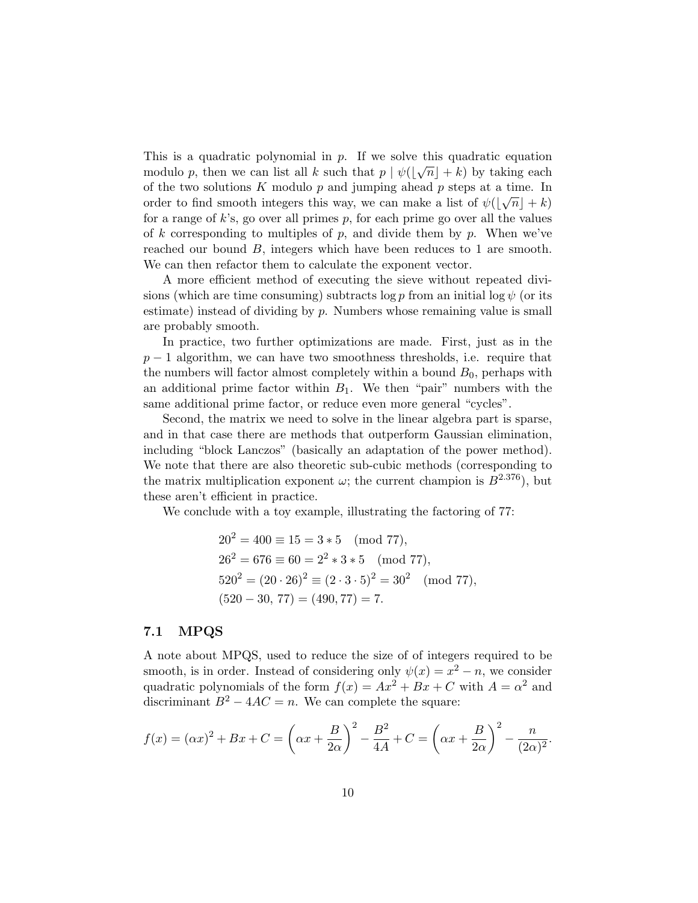This is a quadratic polynomial in $p$. If we solve this quadratic equation modulo $p$, then we can list all $k$ such that $p \mid \psi(\lfloor\sqrt{n}\rfloor + k)$ by taking each of the two solutions $K$ modulo $p$ and jumping ahead $p$ steps at a time. In order to find smooth integers this way, we can make a list of $\psi(\lfloor\sqrt{n}\rfloor + k)$ for a range of $k$'s, go over all primes $p$, for each prime go over all the values of $k$ corresponding to multiples of $p$, and divide them by $p$. When we've reached our bound $B$, integers which have been reduces to 1 are smooth. We can then refactor them to calculate the exponent vector.

A more efficient method of executing the sieve without repeated divisions (which are time consuming) subtracts $\log p$ from an initial $\log \psi$ (or its estimate) instead of dividing by $p$. Numbers whose remaining value is small are probably smooth.

In practice, two further optimizations are made. First, just as in the $p-1$ algorithm, we can have two smoothness thresholds, i.e. require that the numbers will factor almost completely within a bound $B_0$, perhaps with an additional prime factor within $B_1$. We then "pair" numbers with the same additional prime factor, or reduce even more general "cycles".

Second, the matrix we need to solve in the linear algebra part is sparse, and in that case there are methods that outperform Gaussian elimination, including "block Lanczos" (basically an adaptation of the power method). We note that there are also theoretic sub-cubic methods (corresponding to the matrix multiplication exponent $\omega$; the current champion is $B^{2.376}$), but these aren't efficient in practice.

We conclude with a toy example, illustrating the factoring of 77:

$$
\begin{aligned}
&20^2 = 400 \equiv 15 = 3 * 5 \pmod{77},\\
&26^2 = 676 \equiv 60 = 2^2 * 3 * 5 \pmod{77},\\
&520^2 = (20 \cdot 26)^2 \equiv (2 \cdot 3 \cdot 5)^2 = 30^2 \pmod{77},\\
&(520 - 30,\, 77) = (490, 77) = 7.
\end{aligned}
$$

## 7.1 MPQS

A note about MPQS, used to reduce the size of of integers required to be smooth, is in order. Instead of considering only $\psi(x) = x^2 - n$, we consider quadratic polynomials of the form $f(x) = Ax^2 + Bx + C$ with $A = \alpha^2$ and discriminant $B^2 - 4AC = n$. We can complete the square:

$$
f(x) = (\alpha x)^2 + Bx + C = \left(\alpha x + \frac{B}{2\alpha}\right)^2 - \frac{B^2}{4A} + C = \left(\alpha x + \frac{B}{2\alpha}\right)^2 - \frac{n}{(2\alpha)^2}.
$$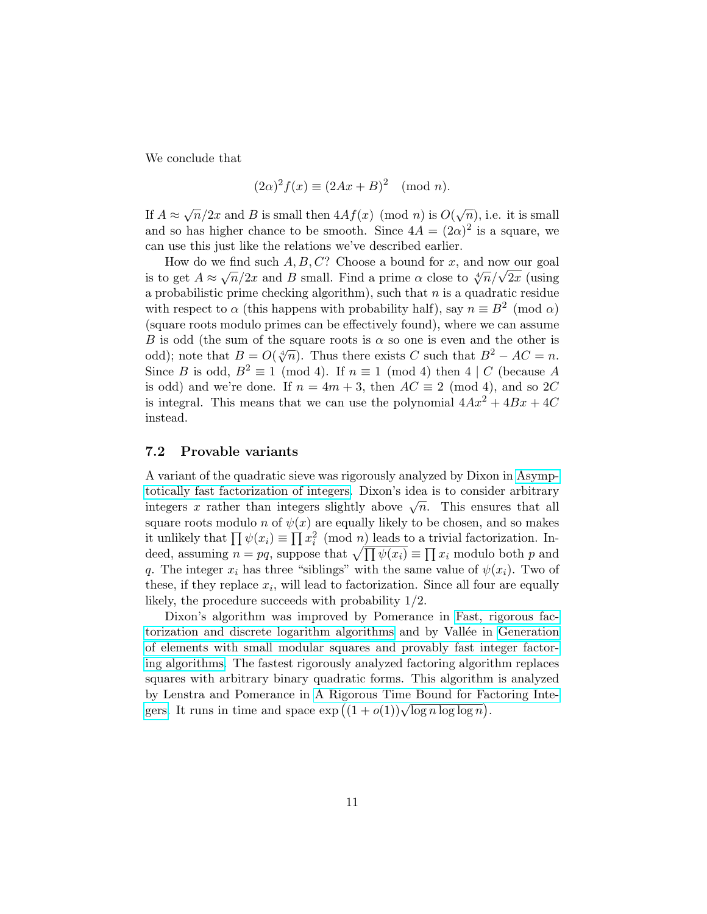We conclude that

$$(2\alpha)^2 f(x) \equiv (2Ax + B)^2 \pmod{n}.$$

If $A \approx \sqrt{n}/2x$ and $B$ is small then $4Af(x) \pmod{n}$ is $O(\sqrt{n})$, i.e. it is small and so has higher chance to be smooth. Since $4A = (2\alpha)^2$ is a square, we can use this just like the relations we've described earlier.

How do we find such $A, B, C$? Choose a bound for $x$, and now our goal is to get $A \approx \sqrt{n}/2x$ and $B$ small. Find a prime $\alpha$ close to $\sqrt[4]{n}/\sqrt{2x}$ (using a probabilistic prime checking algorithm), such that $n$ is a quadratic residue with respect to $\alpha$ (this happens with probability half), say $n \equiv B^2 \pmod{\alpha}$ (square roots modulo primes can be effectively found), where we can assume $B$ is odd (the sum of the square roots is $\alpha$ so one is even and the other is odd); note that $B = O(\sqrt[4]{n})$. Thus there exists $C$ such that $B^2 - AC = n$. Since $B$ is odd, $B^2 \equiv 1 \pmod{4}$. If $n \equiv 1 \pmod{4}$ then $4 \mid C$ (because $A$ is odd) and we're done. If $n = 4m + 3$, then $AC \equiv 2 \pmod{4}$, and so $2C$ is integral. This means that we can use the polynomial $4Ax^2 + 4Bx + 4C$ instead.

### 7.2 Provable variants

A variant of the quadratic sieve was rigorously analyzed by Dixon in Asymptotically fast factorization of integers. Dixon's idea is to consider arbitrary integers $x$ rather than integers slightly above $\sqrt{n}$. This ensures that all square roots modulo $n$ of $\psi(x)$ are equally likely to be chosen, and so makes it unlikely that $\prod \psi(x_i) \equiv \prod x_i^2 \pmod{n}$ leads to a trivial factorization. Indeed, assuming $n = pq$, suppose that $\sqrt{\prod \psi(x_i)} \equiv \prod x_i$ modulo both $p$ and $q$. The integer $x_i$ has three "siblings" with the same value of $\psi(x_i)$. Two of these, if they replace $x_i$, will lead to factorization. Since all four are equally likely, the procedure succeeds with probability 1/2.

Dixon's algorithm was improved by Pomerance in Fast, rigorous factorization and discrete logarithm algorithms and by Vallée in Generation of elements with small modular squares and provably fast integer factoring algorithms. The fastest rigorously analyzed factoring algorithm replaces squares with arbitrary binary quadratic forms. This algorithm is analyzed by Lenstra and Pomerance in A Rigorous Time Bound for Factoring Integers. It runs in time and space $\exp\left((1 + o(1))\sqrt{\log n \log\log n}\right)$.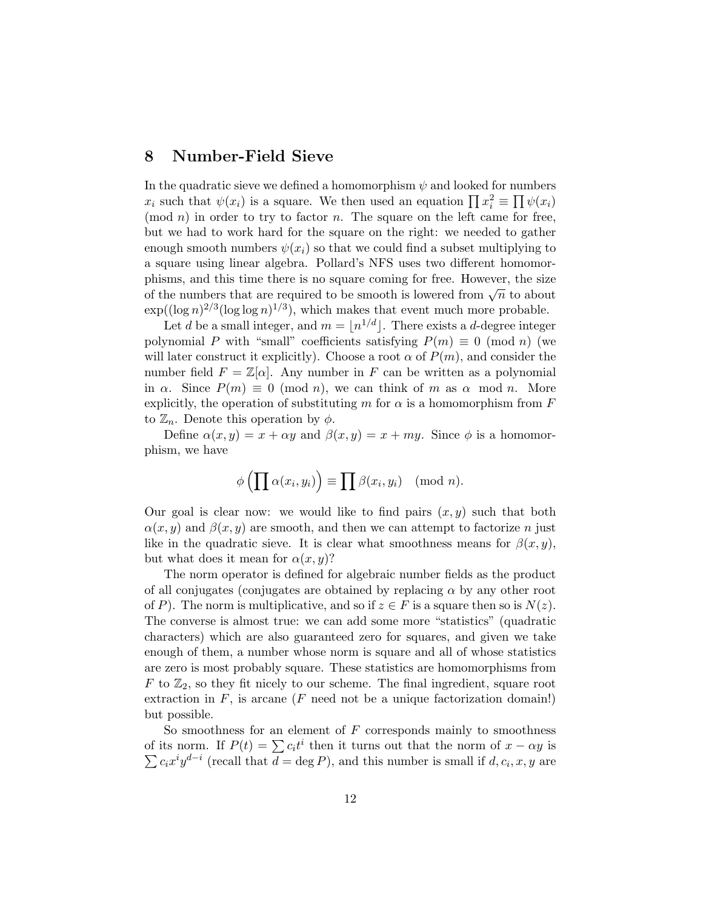## 8 Number-Field Sieve

In the quadratic sieve we defined a homomorphism $\psi$ and looked for numbers $x_i$ such that $\psi(x_i)$ is a square. We then used an equation $\prod x_i^2 \equiv \prod \psi(x_i) \pmod{n}$ in order to try to factor $n$. The square on the left came for free, but we had to work hard for the square on the right: we needed to gather enough smooth numbers $\psi(x_i)$ so that we could find a subset multiplying to a square using linear algebra. Pollard's NFS uses two different homomorphisms, and this time there is no square coming for free. However, the size of the numbers that are required to be smooth is lowered from $\sqrt{n}$ to about $\exp((\log n)^{2/3}(\log\log n)^{1/3})$, which makes that event much more probable.

Let $d$ be a small integer, and $m = \lfloor n^{1/d} \rfloor$. There exists a $d$-degree integer polynomial $P$ with "small" coefficients satisfying $P(m) \equiv 0 \pmod{n}$ (we will later construct it explicitly). Choose a root $\alpha$ of $P(m)$, and consider the number field $F = \mathbb{Z}[\alpha]$. Any number in $F$ can be written as a polynomial in $\alpha$. Since $P(m) \equiv 0 \pmod{n}$, we can think of $m$ as $\alpha \mod n$. More explicitly, the operation of substituting $m$ for $\alpha$ is a homomorphism from $F$ to $\mathbb{Z}_n$. Denote this operation by $\phi$.

Define $\alpha(x, y) = x + \alpha y$ and $\beta(x, y) = x + my$. Since $\phi$ is a homomorphism, we have

$$\phi\left(\prod \alpha(x_i, y_i)\right) \equiv \prod \beta(x_i, y_i) \pmod{n}.$$

Our goal is clear now: we would like to find pairs $(x, y)$ such that both $\alpha(x, y)$ and $\beta(x, y)$ are smooth, and then we can attempt to factorize $n$ just like in the quadratic sieve. It is clear what smoothness means for $\beta(x, y)$, but what does it mean for $\alpha(x, y)$?

The norm operator is defined for algebraic number fields as the product of all conjugates (conjugates are obtained by replacing $\alpha$ by any other root of $P$). The norm is multiplicative, and so if $z \in F$ is a square then so is $N(z)$. The converse is almost true: we can add some more "statistics" (quadratic characters) which are also guaranteed zero for squares, and given we take enough of them, a number whose norm is square and all of whose statistics are zero is most probably square. These statistics are homomorphisms from $F$ to $\mathbb{Z}_2$, so they fit nicely to our scheme. The final ingredient, square root extraction in $F$, is arcane ($F$ need not be a unique factorization domain!) but possible.

So smoothness for an element of $F$ corresponds mainly to smoothness of its norm. If $P(t) = \sum c_i t^i$ then it turns out that the norm of $x - \alpha y$ is $\sum c_i x^i y^{d-i}$ (recall that $d = \deg P$), and this number is small if $d, c_i, x, y$ are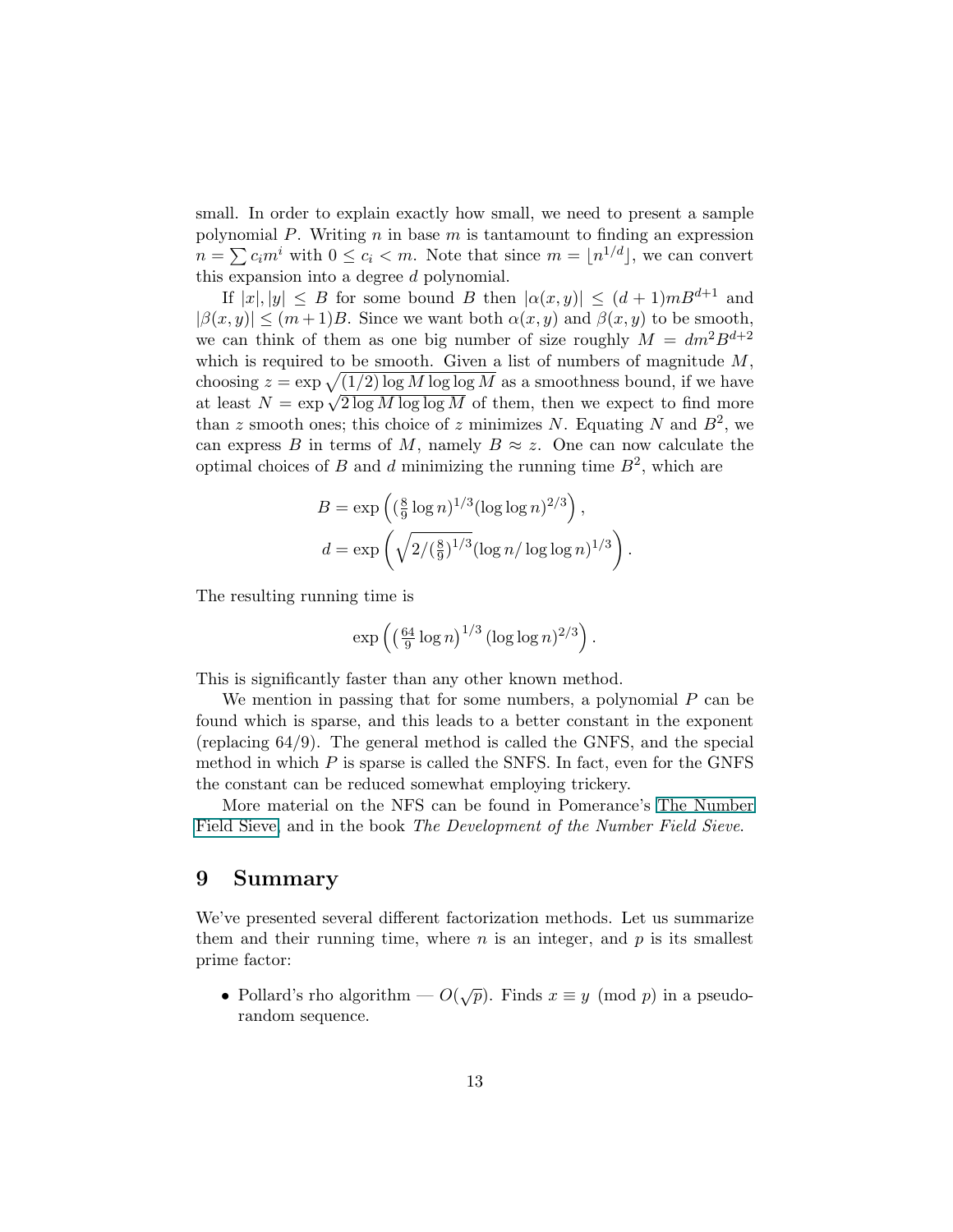small. In order to explain exactly how small, we need to present a sample polynomial $P$. Writing $n$ in base $m$ is tantamount to finding an expression $n = \sum c_i m^i$ with $0 \le c_i < m$. Note that since $m = \lfloor n^{1/d} \rfloor$, we can convert this expansion into a degree $d$ polynomial.

If $|x|, |y| \le B$ for some bound $B$ then $|\alpha(x, y)| \le (d + 1)mB^{d+1}$ and $|\beta(x, y)| \le (m + 1)B$. Since we want both $\alpha(x, y)$ and $\beta(x, y)$ to be smooth, we can think of them as one big number of size roughly $M = dm^2 B^{d+2}$ which is required to be smooth. Given a list of numbers of magnitude $M$, choosing $z = \exp \sqrt{(1/2) \log M \log \log M}$ as a smoothness bound, if we have at least $N = \exp \sqrt{2 \log M \log \log M}$ of them, then we expect to find more than $z$ smooth ones; this choice of $z$ minimizes $N$. Equating $N$ and $B^2$, we can express $B$ in terms of $M$, namely $B \approx z$. One can now calculate the optimal choices of $B$ and $d$ minimizing the running time $B^2$, which are

$$B = \exp\left( (\tfrac{8}{9} \log n)^{1/3} (\log \log n)^{2/3} \right),$$
$$d = \exp\left( \sqrt{2/(\tfrac{8}{9})^{1/3}} (\log n / \log \log n)^{1/3} \right).$$

The resulting running time is

$$\exp\left( \left(\tfrac{64}{9} \log n\right)^{1/3} (\log \log n)^{2/3} \right).$$

This is significantly faster than any other known method.

We mention in passing that for some numbers, a polynomial $P$ can be found which is sparse, and this leads to a better constant in the exponent (replacing 64/9). The general method is called the GNFS, and the special method in which $P$ is sparse is called the SNFS. In fact, even for the GNFS the constant can be reduced somewhat employing trickery.

More material on the NFS can be found in Pomerance's The Number Field Sieve, and in the book *The Development of the Number Field Sieve*.

## 9 Summary

We've presented several different factorization methods. Let us summarize them and their running time, where $n$ is an integer, and $p$ is its smallest prime factor:

- Pollard's rho algorithm — $O(\sqrt{p})$. Finds $x \equiv y \pmod{p}$ in a pseudo-random sequence.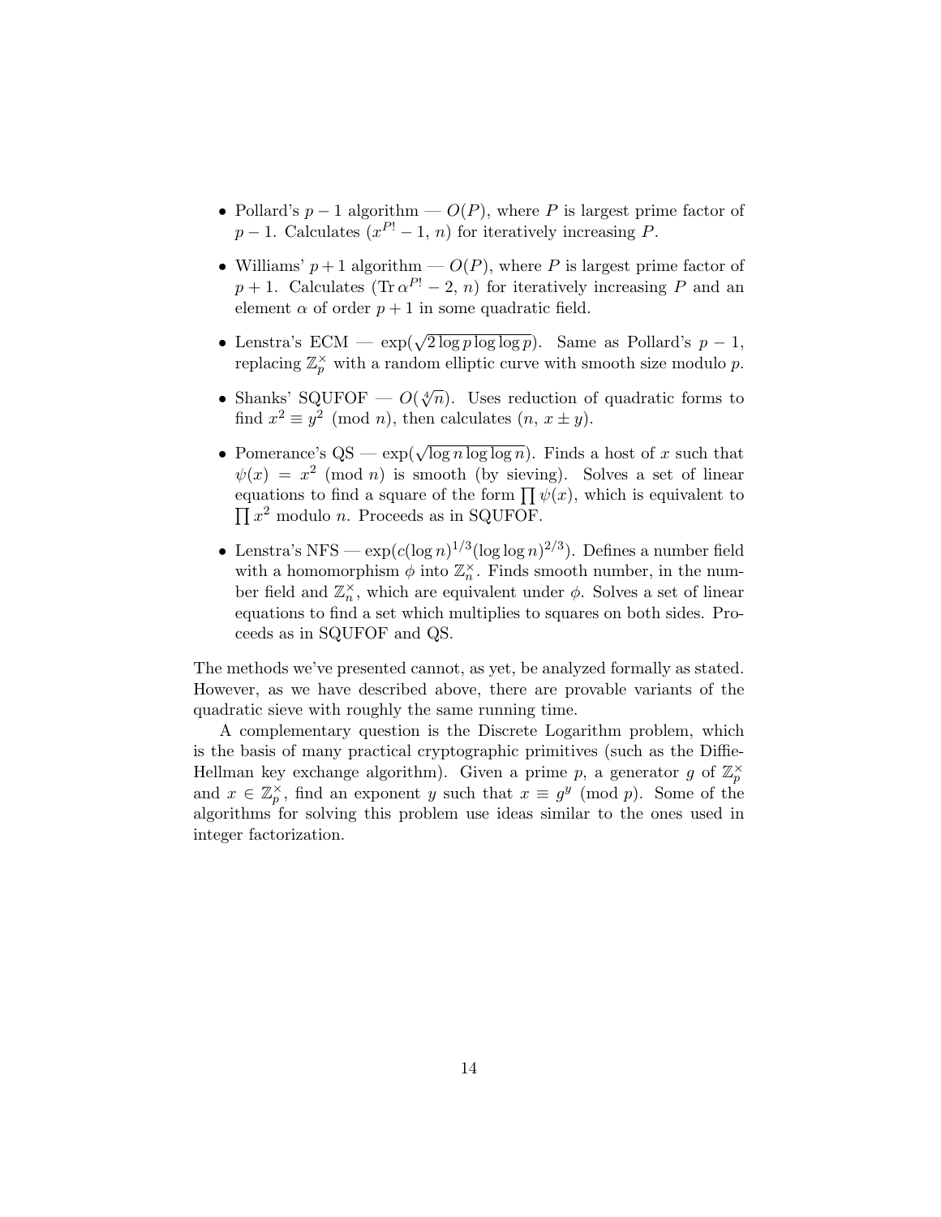- Pollard's $p-1$ algorithm — $O(P)$, where $P$ is largest prime factor of $p-1$. Calculates $(x^{P!}-1,\, n)$ for iteratively increasing $P$.

- Williams' $p+1$ algorithm — $O(P)$, where $P$ is largest prime factor of $p+1$. Calculates $(\operatorname{Tr}\alpha^{P!}-2,\, n)$ for iteratively increasing $P$ and an element $\alpha$ of order $p+1$ in some quadratic field.

- Lenstra's ECM — $\exp(\sqrt{2\log p \log\log p})$. Same as Pollard's $p-1$, replacing $\mathbb{Z}_p^\times$ with a random elliptic curve with smooth size modulo $p$.

- Shanks' SQUFOF — $O(\sqrt[4]{n})$. Uses reduction of quadratic forms to find $x^2 \equiv y^2 \pmod{n}$, then calculates $(n,\, x \pm y)$.

- Pomerance's QS — $\exp(\sqrt{\log n \log\log n})$. Finds a host of $x$ such that $\psi(x) = x^2 \pmod{n}$ is smooth (by sieving). Solves a set of linear equations to find a square of the form $\prod \psi(x)$, which is equivalent to $\prod x^2$ modulo $n$. Proceeds as in SQUFOF.

- Lenstra's NFS — $\exp(c(\log n)^{1/3}(\log\log n)^{2/3})$. Defines a number field with a homomorphism $\phi$ into $\mathbb{Z}_n^\times$. Finds smooth number, in the number field and $\mathbb{Z}_n^\times$, which are equivalent under $\phi$. Solves a set of linear equations to find a set which multiplies to squares on both sides. Proceeds as in SQUFOF and QS.

The methods we've presented cannot, as yet, be analyzed formally as stated. However, as we have described above, there are provable variants of the quadratic sieve with roughly the same running time.

A complementary question is the Discrete Logarithm problem, which is the basis of many practical cryptographic primitives (such as the Diffie-Hellman key exchange algorithm). Given a prime $p$, a generator $g$ of $\mathbb{Z}_p^\times$ and $x \in \mathbb{Z}_p^\times$, find an exponent $y$ such that $x \equiv g^y \pmod{p}$. Some of the algorithms for solving this problem use ideas similar to the ones used in integer factorization.